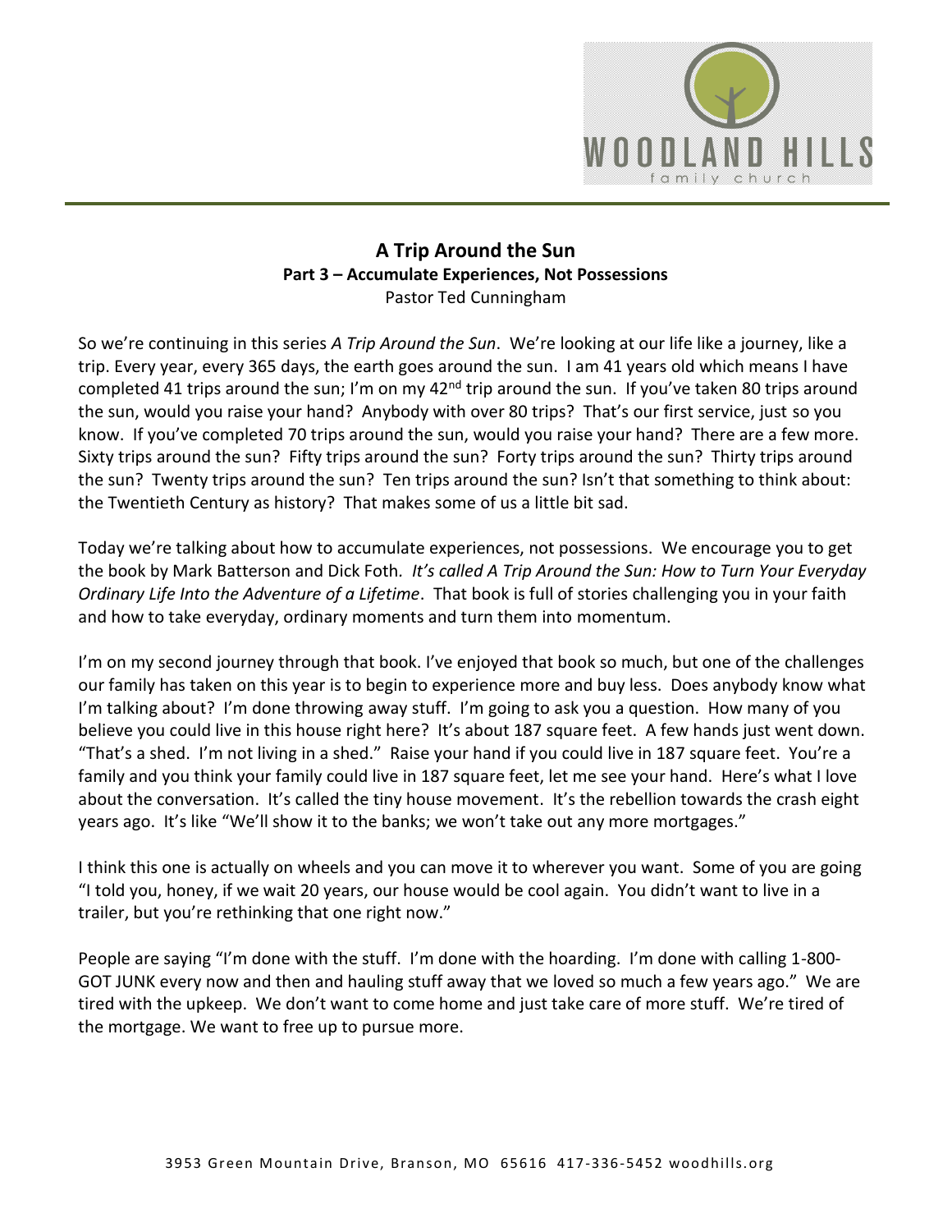# A Trip Around the Sun

## Part 3 – Accumulate Experiences, Not Possessions

Pastor Ted Cunningham

So we're continuing in this series *A Trip Around the Sun*. We're looking at our life like a journey, like a trip. Every year, every 365 days, the earth goes around the sun. I am 41 years old which means I have completed 41 trips around the sun; I'm on my 42nd trip around the sun. If you've taken 80 trips around the sun, would you raise your hand? Anybody with over 80 trips? That's our first service, just so you know. If you've completed 70 trips around the sun, would you raise your hand? There are a few more. Sixty trips around the sun? Fifty trips around the sun? Forty trips around the sun? Thirty trips around the sun? Twenty trips around the sun? Ten trips around the sun? Isn't that something to think about: the Twentieth Century as history? That makes some of us a little bit sad.

Today we're talking about how to accumulate experiences, not possessions. We encourage you to get the book by Mark Batterson and Dick Foth. *It's called A Trip Around the Sun: How to Turn Your Everyday Ordinary Life Into the Adventure of a Lifetime*. That book is full of stories challenging you in your faith and how to take everyday, ordinary moments and turn them into momentum.

I'm on my second journey through that book. I've enjoyed that book so much, but one of the challenges our family has taken on this year is to begin to experience more and buy less. Does anybody know what I'm talking about? I'm done throwing away stuff. I'm going to ask you a question. How many of you believe you could live in this house right here? It's about 187 square feet. A few hands just went down. "That's a shed. I'm not living in a shed." Raise your hand if you could live in 187 square feet. You're a family and you think your family could live in 187 square feet, let me see your hand. Here's what I love about the conversation. It's called the tiny house movement. It's the rebellion towards the crash eight years ago. It's like "We'll show it to the banks; we won't take out any more mortgages."

I think this one is actually on wheels and you can move it to wherever you want. Some of you are going "I told you, honey, if we wait 20 years, our house would be cool again. You didn't want to live in a trailer, but you're rethinking that one right now."

People are saying "I'm done with the stuff. I'm done with the hoarding. I'm done with calling 1-800-GOT JUNK every now and then and hauling stuff away that we loved so much a few years ago." We are tired with the upkeep. We don't want to come home and just take care of more stuff. We're tired of the mortgage. We want to free up to pursue more.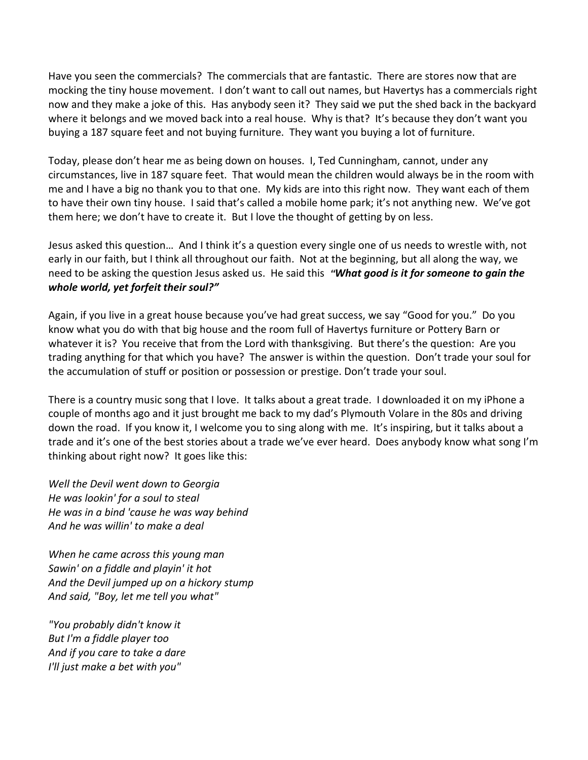Have you seen the commercials? The commercials that are fantastic. There are stores now that are mocking the tiny house movement. I don't want to call out names, but Havertys has a commercials right now and they make a joke of this. Has anybody seen it? They said we put the shed back in the backyard where it belongs and we moved back into a real house. Why is that? It's because they don't want you buying a 187 square feet and not buying furniture. They want you buying a lot of furniture.

Today, please don't hear me as being down on houses. I, Ted Cunningham, cannot, under any circumstances, live in 187 square feet. That would mean the children would always be in the room with me and I have a big no thank you to that one. My kids are into this right now. They want each of them to have their own tiny house. I said that's called a mobile home park; it's not anything new. We've got them here; we don't have to create it. But I love the thought of getting by on less.

Jesus asked this question… And I think it's a question every single one of us needs to wrestle with, not early in our faith, but I think all throughout our faith. Not at the beginning, but all along the way, we need to be asking the question Jesus asked us. He said this ***"What good is it for someone to gain the whole world, yet forfeit their soul?"***

Again, if you live in a great house because you've had great success, we say "Good for you." Do you know what you do with that big house and the room full of Havertys furniture or Pottery Barn or whatever it is? You receive that from the Lord with thanksgiving. But there's the question: Are you trading anything for that which you have? The answer is within the question. Don't trade your soul for the accumulation of stuff or position or possession or prestige. Don't trade your soul.

There is a country music song that I love. It talks about a great trade. I downloaded it on my iPhone a couple of months ago and it just brought me back to my dad's Plymouth Volare in the 80s and driving down the road. If you know it, I welcome you to sing along with me. It's inspiring, but it talks about a trade and it's one of the best stories about a trade we've ever heard. Does anybody know what song I'm thinking about right now? It goes like this:

*Well the Devil went down to Georgia*
*He was lookin' for a soul to steal*
*He was in a bind 'cause he was way behind*
*And he was willin' to make a deal*

*When he came across this young man*
*Sawin' on a fiddle and playin' it hot*
*And the Devil jumped up on a hickory stump*
*And said, "Boy, let me tell you what"*

*"You probably didn't know it*
*But I'm a fiddle player too*
*And if you care to take a dare*
*I'll just make a bet with you"*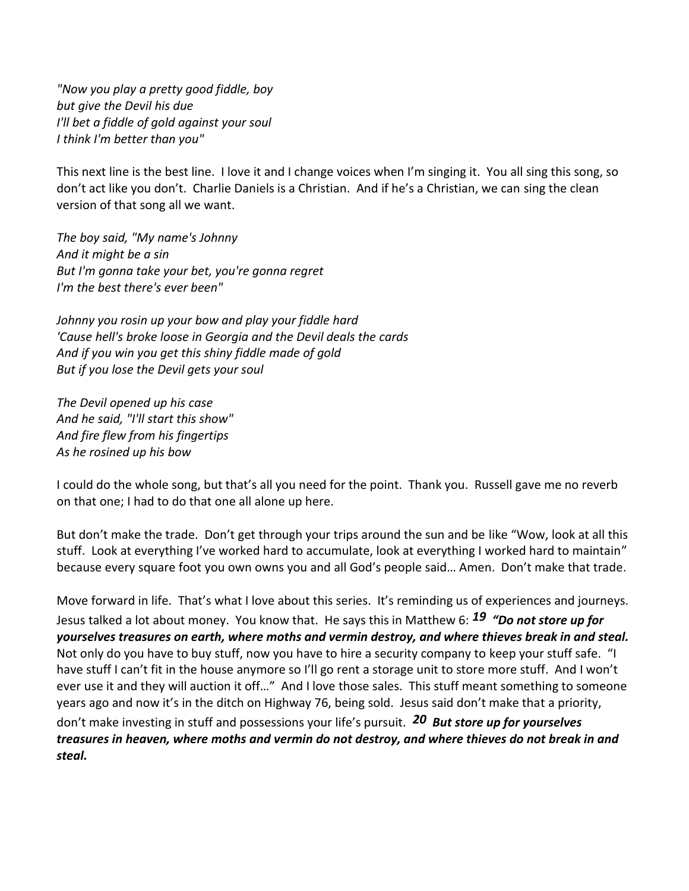*"Now you play a pretty good fiddle, boy*
*but give the Devil his due*
*I'll bet a fiddle of gold against your soul*
*I think I'm better than you"*

This next line is the best line. I love it and I change voices when I'm singing it. You all sing this song, so don't act like you don't. Charlie Daniels is a Christian. And if he's a Christian, we can sing the clean version of that song all we want.

*The boy said, "My name's Johnny*
*And it might be a sin*
*But I'm gonna take your bet, you're gonna regret*
*I'm the best there's ever been"*

*Johnny you rosin up your bow and play your fiddle hard*
*'Cause hell's broke loose in Georgia and the Devil deals the cards*
*And if you win you get this shiny fiddle made of gold*
*But if you lose the Devil gets your soul*

*The Devil opened up his case*
*And he said, "I'll start this show"*
*And fire flew from his fingertips*
*As he rosined up his bow*

I could do the whole song, but that's all you need for the point. Thank you. Russell gave me no reverb on that one; I had to do that one all alone up here.

But don't make the trade. Don't get through your trips around the sun and be like "Wow, look at all this stuff. Look at everything I've worked hard to accumulate, look at everything I worked hard to maintain" because every square foot you own owns you and all God's people said… Amen. Don't make that trade.

Move forward in life. That's what I love about this series. It's reminding us of experiences and journeys. Jesus talked a lot about money. You know that. He says this in Matthew 6: ***19*** ***"Do not store up for yourselves treasures on earth, where moths and vermin destroy, and where thieves break in and steal.*** Not only do you have to buy stuff, now you have to hire a security company to keep your stuff safe. "I have stuff I can't fit in the house anymore so I'll go rent a storage unit to store more stuff. And I won't ever use it and they will auction it off…" And I love those sales. This stuff meant something to someone years ago and now it's in the ditch on Highway 76, being sold. Jesus said don't make that a priority, don't make investing in stuff and possessions your life's pursuit. ***20*** ***But store up for yourselves treasures in heaven, where moths and vermin do not destroy, and where thieves do not break in and steal.***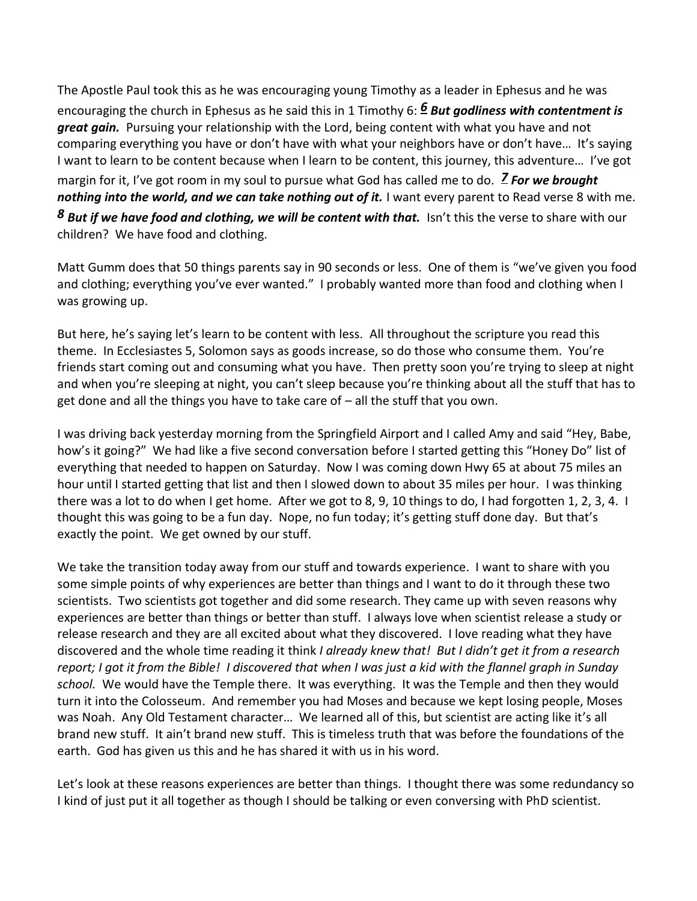The Apostle Paul took this as he was encouraging young Timothy as a leader in Ephesus and he was encouraging the church in Ephesus as he said this in 1 Timothy 6: ***6* But godliness with contentment is great gain.** Pursuing your relationship with the Lord, being content with what you have and not comparing everything you have or don't have with what your neighbors have or don't have… It's saying I want to learn to be content because when I learn to be content, this journey, this adventure… I've got margin for it, I've got room in my soul to pursue what God has called me to do. ***7* For we brought nothing into the world, and we can take nothing out of it.** I want every parent to Read verse 8 with me. ***8* But if we have food and clothing, we will be content with that.** Isn't this the verse to share with our children? We have food and clothing.

Matt Gumm does that 50 things parents say in 90 seconds or less. One of them is "we've given you food and clothing; everything you've ever wanted." I probably wanted more than food and clothing when I was growing up.

But here, he's saying let's learn to be content with less. All throughout the scripture you read this theme. In Ecclesiastes 5, Solomon says as goods increase, so do those who consume them. You're friends start coming out and consuming what you have. Then pretty soon you're trying to sleep at night and when you're sleeping at night, you can't sleep because you're thinking about all the stuff that has to get done and all the things you have to take care of – all the stuff that you own.

I was driving back yesterday morning from the Springfield Airport and I called Amy and said "Hey, Babe, how's it going?" We had like a five second conversation before I started getting this "Honey Do" list of everything that needed to happen on Saturday. Now I was coming down Hwy 65 at about 75 miles an hour until I started getting that list and then I slowed down to about 35 miles per hour. I was thinking there was a lot to do when I get home. After we got to 8, 9, 10 things to do, I had forgotten 1, 2, 3, 4. I thought this was going to be a fun day. Nope, no fun today; it's getting stuff done day. But that's exactly the point. We get owned by our stuff.

We take the transition today away from our stuff and towards experience. I want to share with you some simple points of why experiences are better than things and I want to do it through these two scientists. Two scientists got together and did some research. They came up with seven reasons why experiences are better than things or better than stuff. I always love when scientist release a study or release research and they are all excited about what they discovered. I love reading what they have discovered and the whole time reading it think *I already knew that! But I didn't get it from a research report; I got it from the Bible! I discovered that when I was just a kid with the flannel graph in Sunday school.* We would have the Temple there. It was everything. It was the Temple and then they would turn it into the Colosseum. And remember you had Moses and because we kept losing people, Moses was Noah. Any Old Testament character… We learned all of this, but scientist are acting like it's all brand new stuff. It ain't brand new stuff. This is timeless truth that was before the foundations of the earth. God has given us this and he has shared it with us in his word.

Let's look at these reasons experiences are better than things. I thought there was some redundancy so I kind of just put it all together as though I should be talking or even conversing with PhD scientist.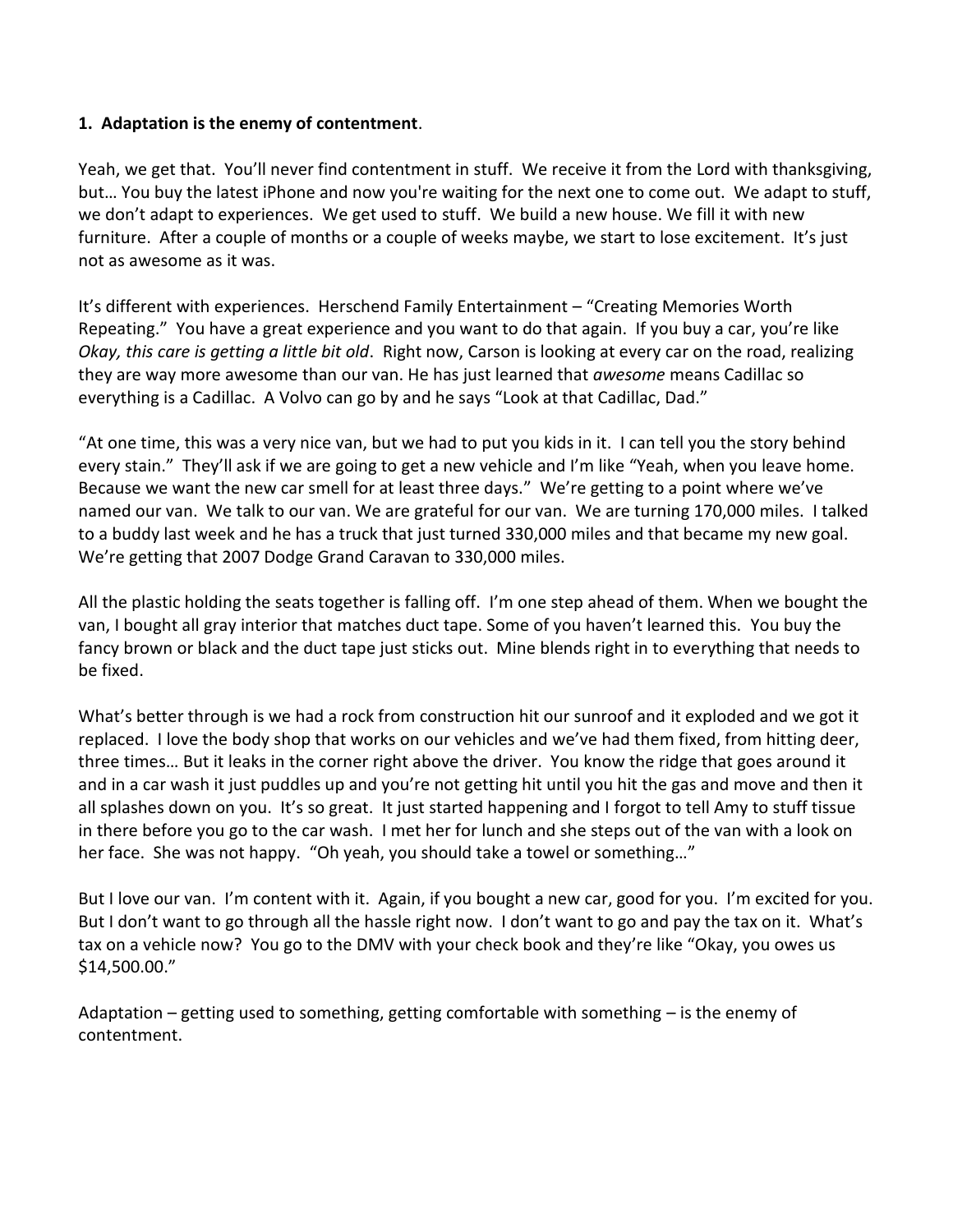**1. Adaptation is the enemy of contentment**.

Yeah, we get that. You'll never find contentment in stuff. We receive it from the Lord with thanksgiving, but… You buy the latest iPhone and now you're waiting for the next one to come out. We adapt to stuff, we don't adapt to experiences. We get used to stuff. We build a new house. We fill it with new furniture. After a couple of months or a couple of weeks maybe, we start to lose excitement. It's just not as awesome as it was.

It's different with experiences. Herschend Family Entertainment – "Creating Memories Worth Repeating." You have a great experience and you want to do that again. If you buy a car, you're like *Okay, this care is getting a little bit old*. Right now, Carson is looking at every car on the road, realizing they are way more awesome than our van. He has just learned that *awesome* means Cadillac so everything is a Cadillac. A Volvo can go by and he says "Look at that Cadillac, Dad."

"At one time, this was a very nice van, but we had to put you kids in it. I can tell you the story behind every stain." They'll ask if we are going to get a new vehicle and I'm like "Yeah, when you leave home. Because we want the new car smell for at least three days." We're getting to a point where we've named our van. We talk to our van. We are grateful for our van. We are turning 170,000 miles. I talked to a buddy last week and he has a truck that just turned 330,000 miles and that became my new goal. We're getting that 2007 Dodge Grand Caravan to 330,000 miles.

All the plastic holding the seats together is falling off. I'm one step ahead of them. When we bought the van, I bought all gray interior that matches duct tape. Some of you haven't learned this. You buy the fancy brown or black and the duct tape just sticks out. Mine blends right in to everything that needs to be fixed.

What's better through is we had a rock from construction hit our sunroof and it exploded and we got it replaced. I love the body shop that works on our vehicles and we've had them fixed, from hitting deer, three times… But it leaks in the corner right above the driver. You know the ridge that goes around it and in a car wash it just puddles up and you're not getting hit until you hit the gas and move and then it all splashes down on you. It's so great. It just started happening and I forgot to tell Amy to stuff tissue in there before you go to the car wash. I met her for lunch and she steps out of the van with a look on her face. She was not happy. "Oh yeah, you should take a towel or something…"

But I love our van. I'm content with it. Again, if you bought a new car, good for you. I'm excited for you. But I don't want to go through all the hassle right now. I don't want to go and pay the tax on it. What's tax on a vehicle now? You go to the DMV with your check book and they're like "Okay, you owes us $14,500.00."

Adaptation – getting used to something, getting comfortable with something – is the enemy of contentment.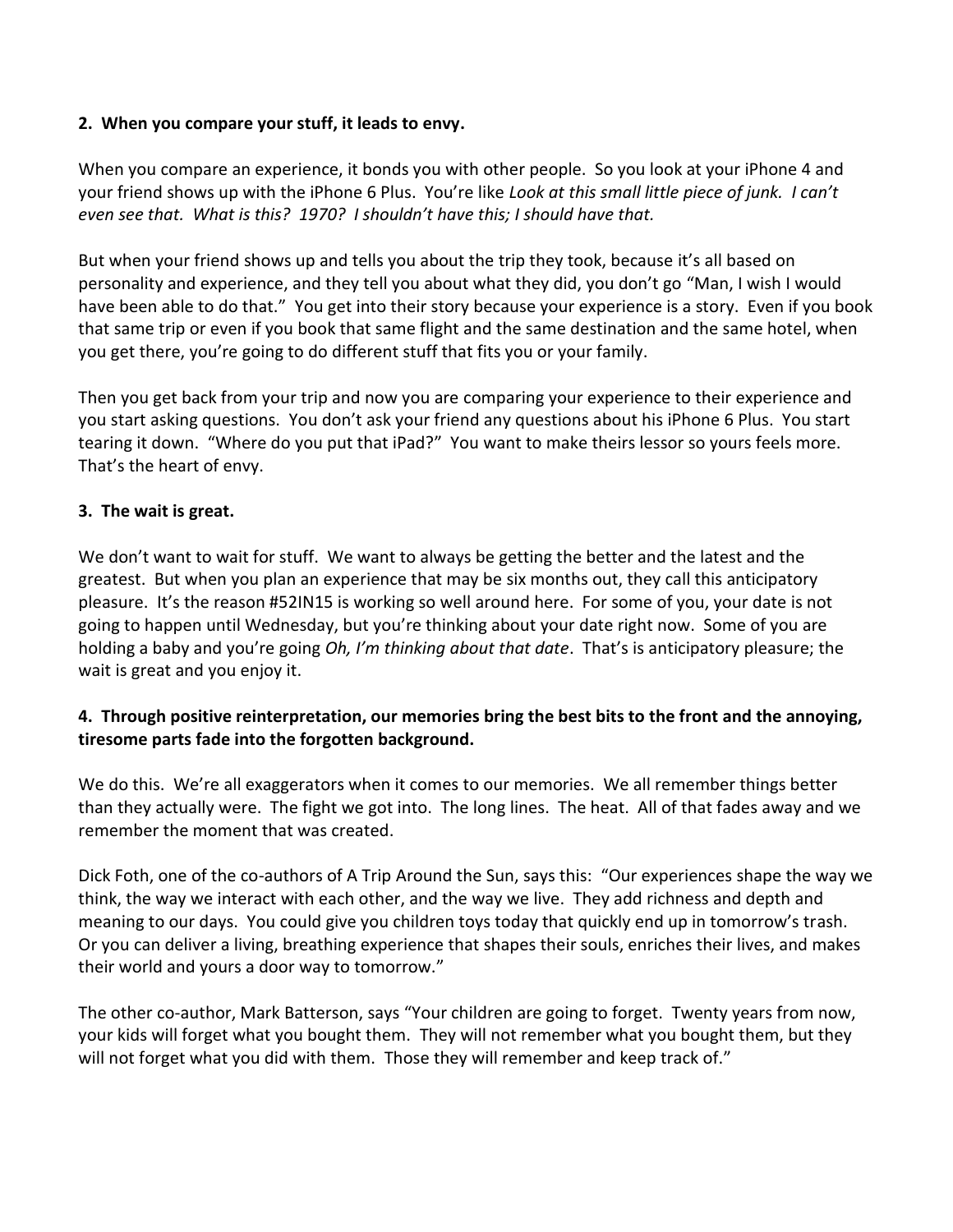**2. When you compare your stuff, it leads to envy.**

When you compare an experience, it bonds you with other people. So you look at your iPhone 4 and your friend shows up with the iPhone 6 Plus. You're like *Look at this small little piece of junk. I can't even see that. What is this? 1970? I shouldn't have this; I should have that.*

But when your friend shows up and tells you about the trip they took, because it's all based on personality and experience, and they tell you about what they did, you don't go "Man, I wish I would have been able to do that." You get into their story because your experience is a story. Even if you book that same trip or even if you book that same flight and the same destination and the same hotel, when you get there, you're going to do different stuff that fits you or your family.

Then you get back from your trip and now you are comparing your experience to their experience and you start asking questions. You don't ask your friend any questions about his iPhone 6 Plus. You start tearing it down. "Where do you put that iPad?" You want to make theirs lessor so yours feels more. That's the heart of envy.

**3. The wait is great.**

We don't want to wait for stuff. We want to always be getting the better and the latest and the greatest. But when you plan an experience that may be six months out, they call this anticipatory pleasure. It's the reason #52IN15 is working so well around here. For some of you, your date is not going to happen until Wednesday, but you're thinking about your date right now. Some of you are holding a baby and you're going *Oh, I'm thinking about that date*. That's is anticipatory pleasure; the wait is great and you enjoy it.

**4. Through positive reinterpretation, our memories bring the best bits to the front and the annoying, tiresome parts fade into the forgotten background.**

We do this. We're all exaggerators when it comes to our memories. We all remember things better than they actually were. The fight we got into. The long lines. The heat. All of that fades away and we remember the moment that was created.

Dick Foth, one of the co-authors of A Trip Around the Sun, says this: "Our experiences shape the way we think, the way we interact with each other, and the way we live. They add richness and depth and meaning to our days. You could give you children toys today that quickly end up in tomorrow's trash. Or you can deliver a living, breathing experience that shapes their souls, enriches their lives, and makes their world and yours a door way to tomorrow."

The other co-author, Mark Batterson, says "Your children are going to forget. Twenty years from now, your kids will forget what you bought them. They will not remember what you bought them, but they will not forget what you did with them. Those they will remember and keep track of."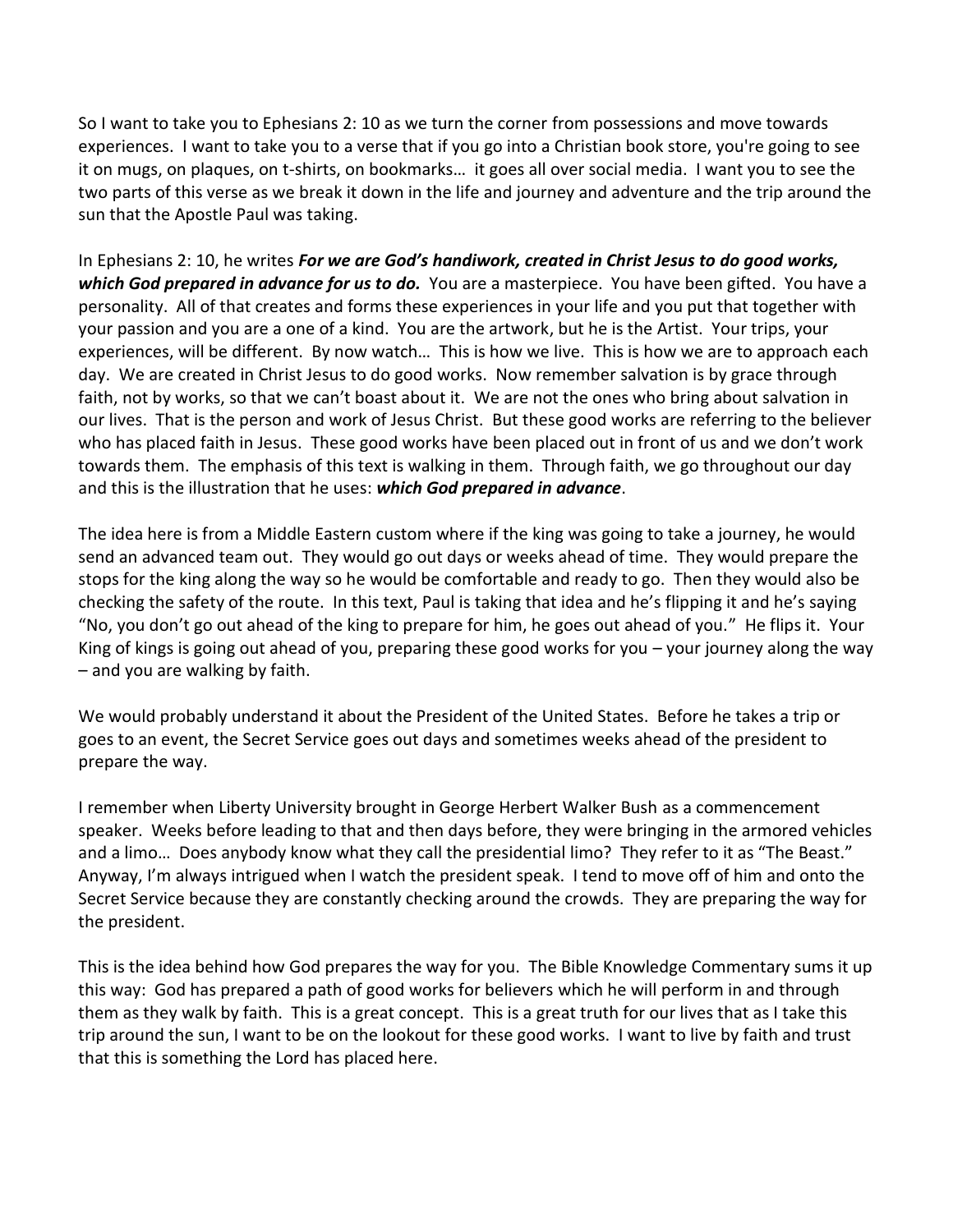So I want to take you to Ephesians 2: 10 as we turn the corner from possessions and move towards experiences. I want to take you to a verse that if you go into a Christian book store, you're going to see it on mugs, on plaques, on t-shirts, on bookmarks… it goes all over social media. I want you to see the two parts of this verse as we break it down in the life and journey and adventure and the trip around the sun that the Apostle Paul was taking.

In Ephesians 2: 10, he writes ***For we are God's handiwork, created in Christ Jesus to do good works, which God prepared in advance for us to do.*** You are a masterpiece. You have been gifted. You have a personality. All of that creates and forms these experiences in your life and you put that together with your passion and you are a one of a kind. You are the artwork, but he is the Artist. Your trips, your experiences, will be different. By now watch… This is how we live. This is how we are to approach each day. We are created in Christ Jesus to do good works. Now remember salvation is by grace through faith, not by works, so that we can't boast about it. We are not the ones who bring about salvation in our lives. That is the person and work of Jesus Christ. But these good works are referring to the believer who has placed faith in Jesus. These good works have been placed out in front of us and we don't work towards them. The emphasis of this text is walking in them. Through faith, we go throughout our day and this is the illustration that he uses: ***which God prepared in advance***.

The idea here is from a Middle Eastern custom where if the king was going to take a journey, he would send an advanced team out. They would go out days or weeks ahead of time. They would prepare the stops for the king along the way so he would be comfortable and ready to go. Then they would also be checking the safety of the route. In this text, Paul is taking that idea and he's flipping it and he's saying "No, you don't go out ahead of the king to prepare for him, he goes out ahead of you." He flips it. Your King of kings is going out ahead of you, preparing these good works for you – your journey along the way – and you are walking by faith.

We would probably understand it about the President of the United States. Before he takes a trip or goes to an event, the Secret Service goes out days and sometimes weeks ahead of the president to prepare the way.

I remember when Liberty University brought in George Herbert Walker Bush as a commencement speaker. Weeks before leading to that and then days before, they were bringing in the armored vehicles and a limo… Does anybody know what they call the presidential limo? They refer to it as "The Beast." Anyway, I'm always intrigued when I watch the president speak. I tend to move off of him and onto the Secret Service because they are constantly checking around the crowds. They are preparing the way for the president.

This is the idea behind how God prepares the way for you. The Bible Knowledge Commentary sums it up this way: God has prepared a path of good works for believers which he will perform in and through them as they walk by faith. This is a great concept. This is a great truth for our lives that as I take this trip around the sun, I want to be on the lookout for these good works. I want to live by faith and trust that this is something the Lord has placed here.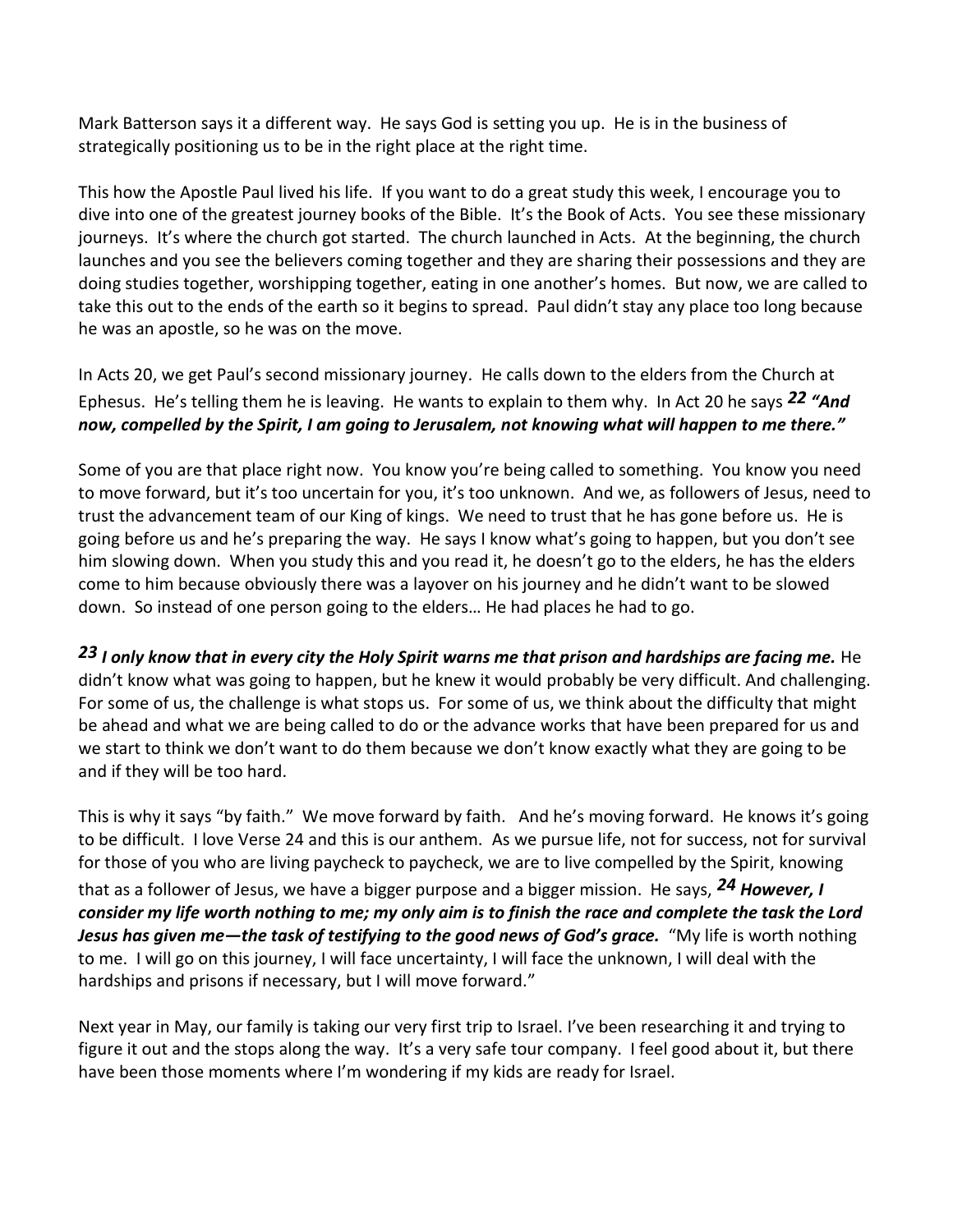Mark Batterson says it a different way. He says God is setting you up. He is in the business of strategically positioning us to be in the right place at the right time.

This how the Apostle Paul lived his life. If you want to do a great study this week, I encourage you to dive into one of the greatest journey books of the Bible. It's the Book of Acts. You see these missionary journeys. It's where the church got started. The church launched in Acts. At the beginning, the church launches and you see the believers coming together and they are sharing their possessions and they are doing studies together, worshipping together, eating in one another's homes. But now, we are called to take this out to the ends of the earth so it begins to spread. Paul didn't stay any place too long because he was an apostle, so he was on the move.

In Acts 20, we get Paul's second missionary journey. He calls down to the elders from the Church at Ephesus. He's telling them he is leaving. He wants to explain to them why. In Act 20 he says ***22 "And now, compelled by the Spirit, I am going to Jerusalem, not knowing what will happen to me there."***

Some of you are that place right now. You know you're being called to something. You know you need to move forward, but it's too uncertain for you, it's too unknown. And we, as followers of Jesus, need to trust the advancement team of our King of kings. We need to trust that he has gone before us. He is going before us and he's preparing the way. He says I know what's going to happen, but you don't see him slowing down. When you study this and you read it, he doesn't go to the elders, he has the elders come to him because obviously there was a layover on his journey and he didn't want to be slowed down. So instead of one person going to the elders… He had places he had to go.

***23 I only know that in every city the Holy Spirit warns me that prison and hardships are facing me.*** He didn't know what was going to happen, but he knew it would probably be very difficult. And challenging. For some of us, the challenge is what stops us. For some of us, we think about the difficulty that might be ahead and what we are being called to do or the advance works that have been prepared for us and we start to think we don't want to do them because we don't know exactly what they are going to be and if they will be too hard.

This is why it says "by faith." We move forward by faith. And he's moving forward. He knows it's going to be difficult. I love Verse 24 and this is our anthem. As we pursue life, not for success, not for survival for those of you who are living paycheck to paycheck, we are to live compelled by the Spirit, knowing that as a follower of Jesus, we have a bigger purpose and a bigger mission. He says, ***24 However, I consider my life worth nothing to me; my only aim is to finish the race and complete the task the Lord Jesus has given me—the task of testifying to the good news of God's grace.*** "My life is worth nothing to me. I will go on this journey, I will face uncertainty, I will face the unknown, I will deal with the hardships and prisons if necessary, but I will move forward."

Next year in May, our family is taking our very first trip to Israel. I've been researching it and trying to figure it out and the stops along the way. It's a very safe tour company. I feel good about it, but there have been those moments where I'm wondering if my kids are ready for Israel.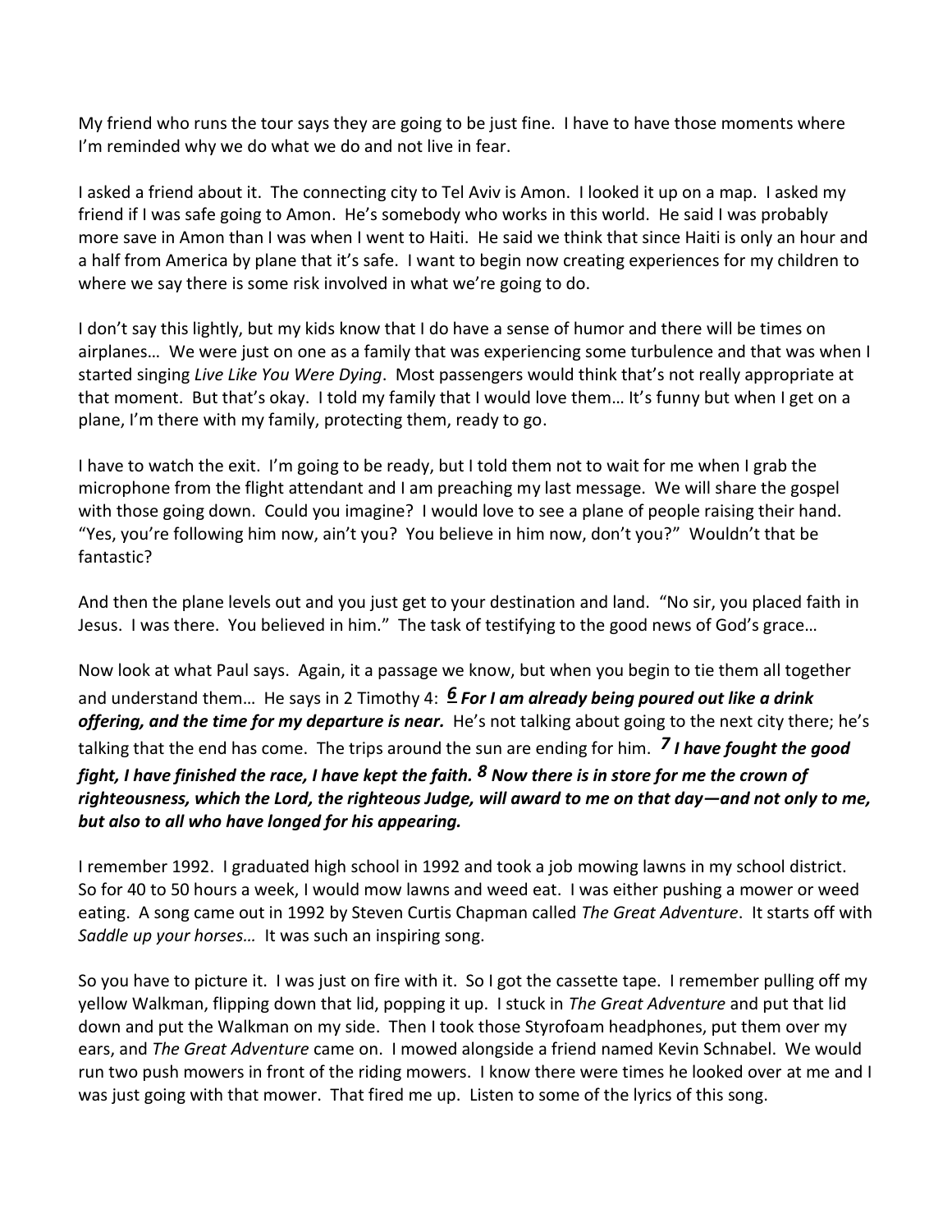My friend who runs the tour says they are going to be just fine. I have to have those moments where I'm reminded why we do what we do and not live in fear.

I asked a friend about it. The connecting city to Tel Aviv is Amon. I looked it up on a map. I asked my friend if I was safe going to Amon. He's somebody who works in this world. He said I was probably more save in Amon than I was when I went to Haiti. He said we think that since Haiti is only an hour and a half from America by plane that it's safe. I want to begin now creating experiences for my children to where we say there is some risk involved in what we're going to do.

I don't say this lightly, but my kids know that I do have a sense of humor and there will be times on airplanes… We were just on one as a family that was experiencing some turbulence and that was when I started singing *Live Like You Were Dying*. Most passengers would think that's not really appropriate at that moment. But that's okay. I told my family that I would love them… It's funny but when I get on a plane, I'm there with my family, protecting them, ready to go.

I have to watch the exit. I'm going to be ready, but I told them not to wait for me when I grab the microphone from the flight attendant and I am preaching my last message. We will share the gospel with those going down. Could you imagine? I would love to see a plane of people raising their hand. "Yes, you're following him now, ain't you? You believe in him now, don't you?" Wouldn't that be fantastic?

And then the plane levels out and you just get to your destination and land. "No sir, you placed faith in Jesus. I was there. You believed in him." The task of testifying to the good news of God's grace…

Now look at what Paul says. Again, it a passage we know, but when you begin to tie them all together and understand them… He says in 2 Timothy 4: ***6 For I am already being poured out like a drink offering, and the time for my departure is near.*** He's not talking about going to the next city there; he's talking that the end has come. The trips around the sun are ending for him. ***7 I have fought the good fight, I have finished the race, I have kept the faith. 8 Now there is in store for me the crown of righteousness, which the Lord, the righteous Judge, will award to me on that day—and not only to me, but also to all who have longed for his appearing.***

I remember 1992. I graduated high school in 1992 and took a job mowing lawns in my school district. So for 40 to 50 hours a week, I would mow lawns and weed eat. I was either pushing a mower or weed eating. A song came out in 1992 by Steven Curtis Chapman called *The Great Adventure*. It starts off with *Saddle up your horses…* It was such an inspiring song.

So you have to picture it. I was just on fire with it. So I got the cassette tape. I remember pulling off my yellow Walkman, flipping down that lid, popping it up. I stuck in *The Great Adventure* and put that lid down and put the Walkman on my side. Then I took those Styrofoam headphones, put them over my ears, and *The Great Adventure* came on. I mowed alongside a friend named Kevin Schnabel. We would run two push mowers in front of the riding mowers. I know there were times he looked over at me and I was just going with that mower. That fired me up. Listen to some of the lyrics of this song.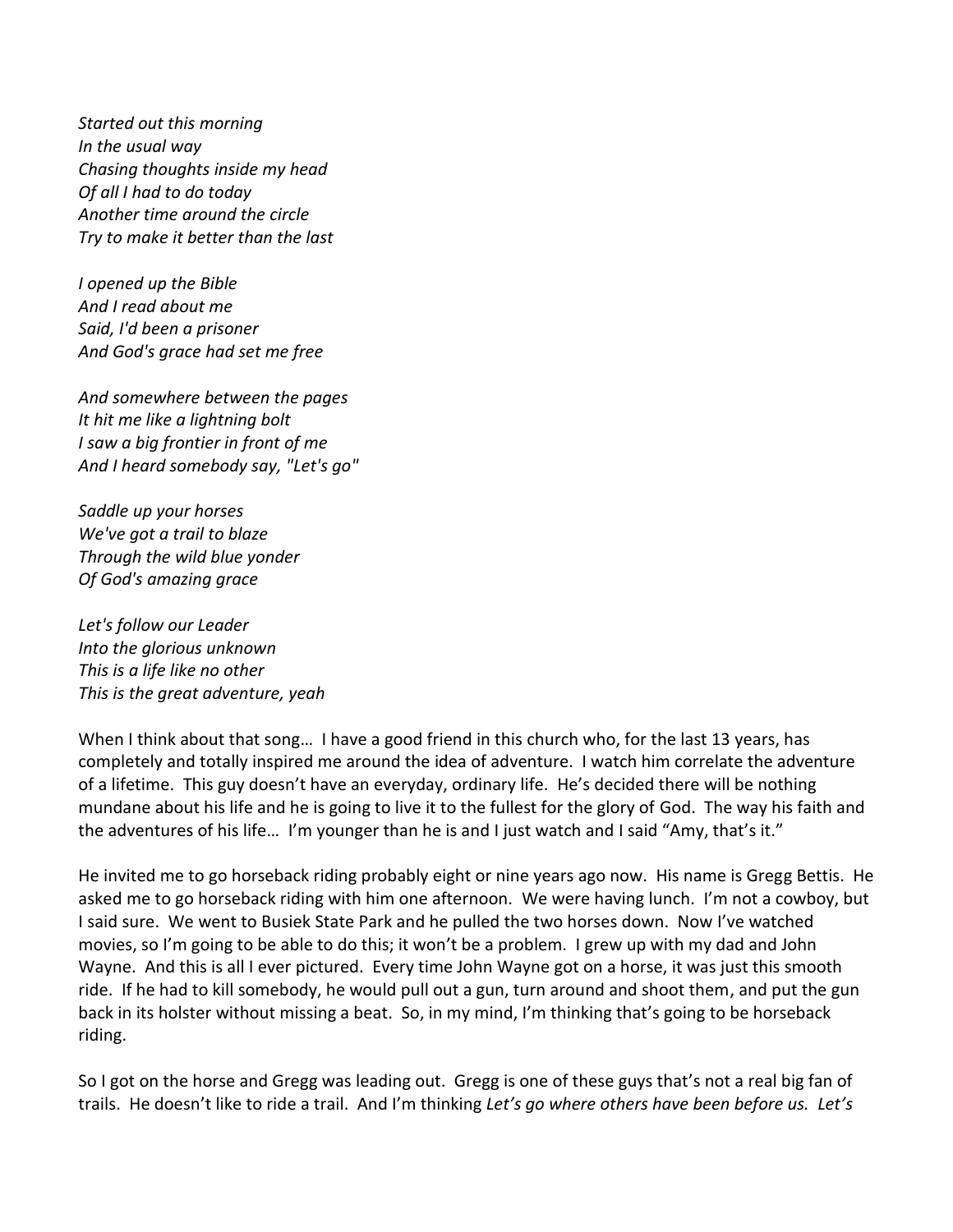*Started out this morning*
*In the usual way*
*Chasing thoughts inside my head*
*Of all I had to do today*
*Another time around the circle*
*Try to make it better than the last*

*I opened up the Bible*
*And I read about me*
*Said, I'd been a prisoner*
*And God's grace had set me free*

*And somewhere between the pages*
*It hit me like a lightning bolt*
*I saw a big frontier in front of me*
*And I heard somebody say, "Let's go"*

*Saddle up your horses*
*We've got a trail to blaze*
*Through the wild blue yonder*
*Of God's amazing grace*

*Let's follow our Leader*
*Into the glorious unknown*
*This is a life like no other*
*This is the great adventure, yeah*

When I think about that song… I have a good friend in this church who, for the last 13 years, has completely and totally inspired me around the idea of adventure. I watch him correlate the adventure of a lifetime. This guy doesn't have an everyday, ordinary life. He's decided there will be nothing mundane about his life and he is going to live it to the fullest for the glory of God. The way his faith and the adventures of his life… I'm younger than he is and I just watch and I said "Amy, that's it."

He invited me to go horseback riding probably eight or nine years ago now. His name is Gregg Bettis. He asked me to go horseback riding with him one afternoon. We were having lunch. I'm not a cowboy, but I said sure. We went to Busiek State Park and he pulled the two horses down. Now I've watched movies, so I'm going to be able to do this; it won't be a problem. I grew up with my dad and John Wayne. And this is all I ever pictured. Every time John Wayne got on a horse, it was just this smooth ride. If he had to kill somebody, he would pull out a gun, turn around and shoot them, and put the gun back in its holster without missing a beat. So, in my mind, I'm thinking that's going to be horseback riding.

So I got on the horse and Gregg was leading out. Gregg is one of these guys that's not a real big fan of trails. He doesn't like to ride a trail. And I'm thinking *Let's go where others have been before us. Let's*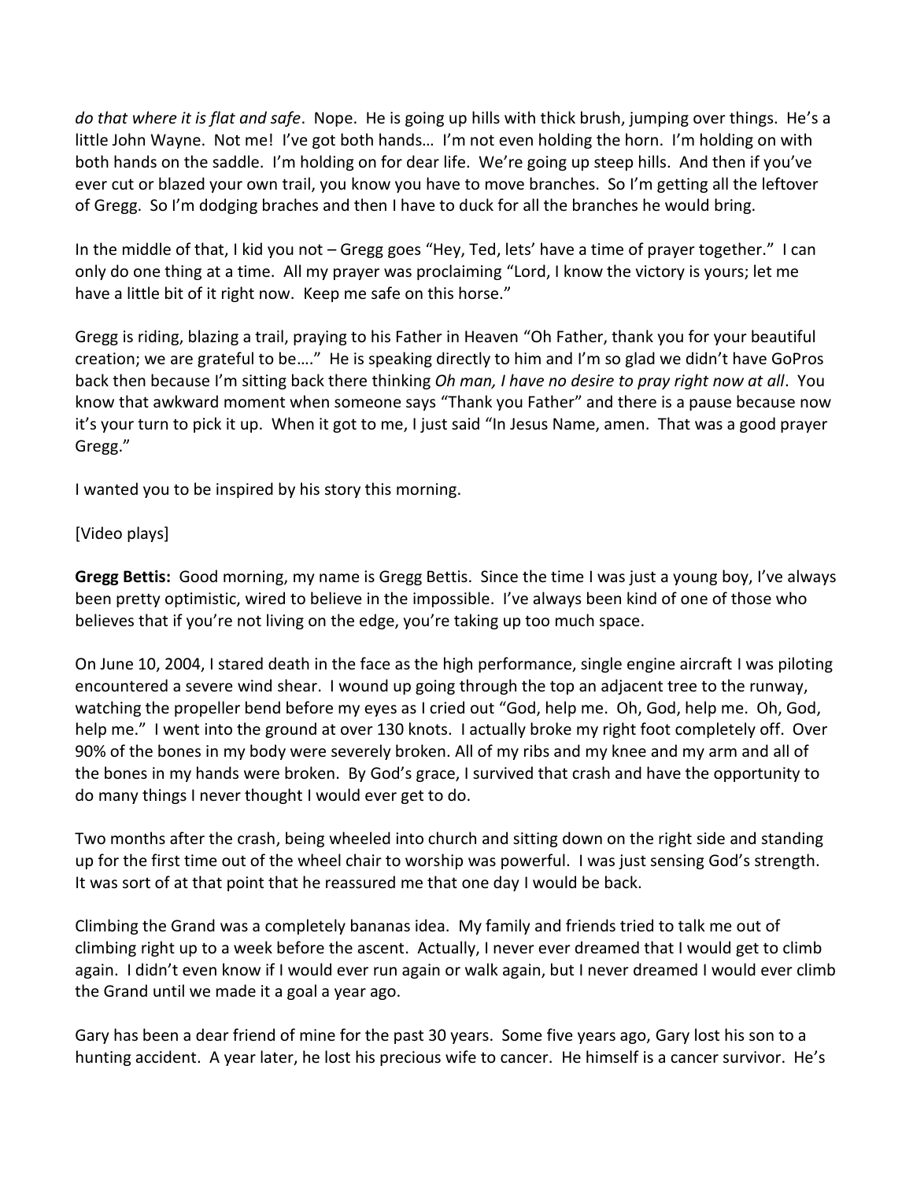*do that where it is flat and safe*. Nope. He is going up hills with thick brush, jumping over things. He's a little John Wayne. Not me! I've got both hands… I'm not even holding the horn. I'm holding on with both hands on the saddle. I'm holding on for dear life. We're going up steep hills. And then if you've ever cut or blazed your own trail, you know you have to move branches. So I'm getting all the leftover of Gregg. So I'm dodging braches and then I have to duck for all the branches he would bring.

In the middle of that, I kid you not – Gregg goes "Hey, Ted, lets' have a time of prayer together." I can only do one thing at a time. All my prayer was proclaiming "Lord, I know the victory is yours; let me have a little bit of it right now. Keep me safe on this horse."

Gregg is riding, blazing a trail, praying to his Father in Heaven "Oh Father, thank you for your beautiful creation; we are grateful to be…." He is speaking directly to him and I'm so glad we didn't have GoPros back then because I'm sitting back there thinking *Oh man, I have no desire to pray right now at all*. You know that awkward moment when someone says "Thank you Father" and there is a pause because now it's your turn to pick it up. When it got to me, I just said "In Jesus Name, amen. That was a good prayer Gregg."

I wanted you to be inspired by his story this morning.

[Video plays]

**Gregg Bettis:** Good morning, my name is Gregg Bettis. Since the time I was just a young boy, I've always been pretty optimistic, wired to believe in the impossible. I've always been kind of one of those who believes that if you're not living on the edge, you're taking up too much space.

On June 10, 2004, I stared death in the face as the high performance, single engine aircraft I was piloting encountered a severe wind shear. I wound up going through the top an adjacent tree to the runway, watching the propeller bend before my eyes as I cried out "God, help me. Oh, God, help me. Oh, God, help me." I went into the ground at over 130 knots. I actually broke my right foot completely off. Over 90% of the bones in my body were severely broken. All of my ribs and my knee and my arm and all of the bones in my hands were broken. By God's grace, I survived that crash and have the opportunity to do many things I never thought I would ever get to do.

Two months after the crash, being wheeled into church and sitting down on the right side and standing up for the first time out of the wheel chair to worship was powerful. I was just sensing God's strength. It was sort of at that point that he reassured me that one day I would be back.

Climbing the Grand was a completely bananas idea. My family and friends tried to talk me out of climbing right up to a week before the ascent. Actually, I never ever dreamed that I would get to climb again. I didn't even know if I would ever run again or walk again, but I never dreamed I would ever climb the Grand until we made it a goal a year ago.

Gary has been a dear friend of mine for the past 30 years. Some five years ago, Gary lost his son to a hunting accident. A year later, he lost his precious wife to cancer. He himself is a cancer survivor. He's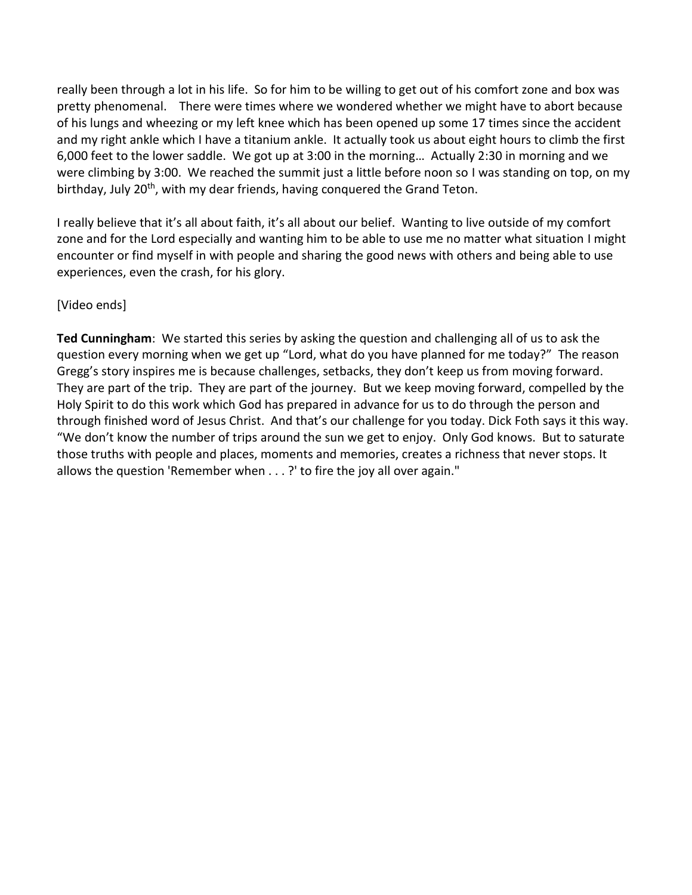really been through a lot in his life. So for him to be willing to get out of his comfort zone and box was pretty phenomenal. There were times where we wondered whether we might have to abort because of his lungs and wheezing or my left knee which has been opened up some 17 times since the accident and my right ankle which I have a titanium ankle. It actually took us about eight hours to climb the first 6,000 feet to the lower saddle. We got up at 3:00 in the morning… Actually 2:30 in morning and we were climbing by 3:00. We reached the summit just a little before noon so I was standing on top, on my birthday, July 20th, with my dear friends, having conquered the Grand Teton.

I really believe that it's all about faith, it's all about our belief. Wanting to live outside of my comfort zone and for the Lord especially and wanting him to be able to use me no matter what situation I might encounter or find myself in with people and sharing the good news with others and being able to use experiences, even the crash, for his glory.

[Video ends]

**Ted Cunningham**: We started this series by asking the question and challenging all of us to ask the question every morning when we get up "Lord, what do you have planned for me today?" The reason Gregg's story inspires me is because challenges, setbacks, they don't keep us from moving forward. They are part of the trip. They are part of the journey. But we keep moving forward, compelled by the Holy Spirit to do this work which God has prepared in advance for us to do through the person and through finished word of Jesus Christ. And that's our challenge for you today. Dick Foth says it this way. "We don't know the number of trips around the sun we get to enjoy. Only God knows. But to saturate those truths with people and places, moments and memories, creates a richness that never stops. It allows the question 'Remember when . . . ?' to fire the joy all over again."